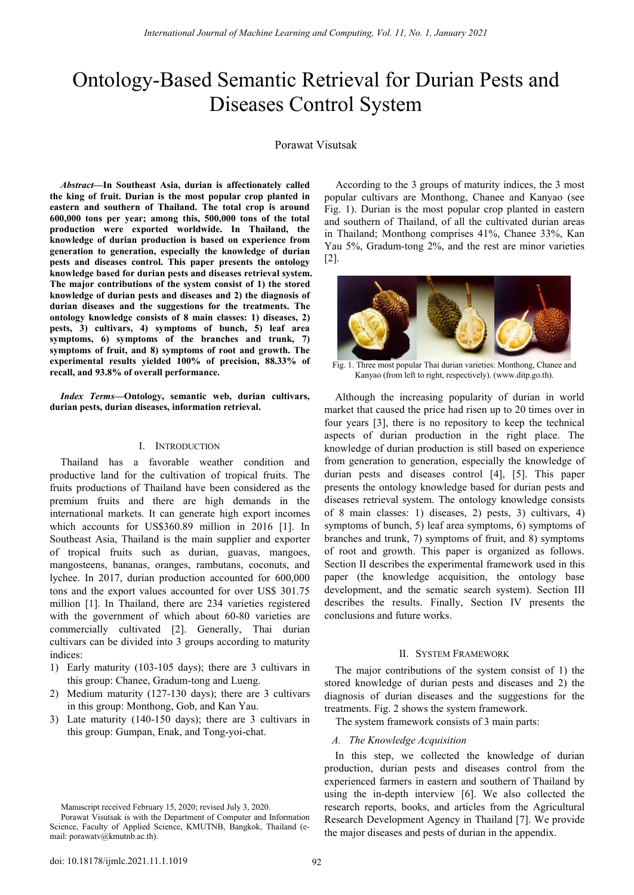# Ontology-Based Semantic Retrieval for Durian Pests and Diseases Control System

Porawat Visutsak

***Abstract*—In Southeast Asia, durian is affectionately called the king of fruit. Durian is the most popular crop planted in eastern and southern of Thailand. The total crop is around 600,000 tons per year; among this, 500,000 tons of the total production were exported worldwide. In Thailand, the knowledge of durian production is based on experience from generation to generation, especially the knowledge of durian pests and diseases control. This paper presents the ontology knowledge based for durian pests and diseases retrieval system. The major contributions of the system consist of 1) the stored knowledge of durian pests and diseases and 2) the diagnosis of durian diseases and the suggestions for the treatments. The ontology knowledge consists of 8 main classes: 1) diseases, 2) pests, 3) cultivars, 4) symptoms of bunch, 5) leaf area symptoms, 6) symptoms of the branches and trunk, 7) symptoms of fruit, and 8) symptoms of root and growth. The experimental results yielded 100% of precision, 88.33% of recall, and 93.8% of overall performance.**

***Index Terms*—Ontology, semantic web, durian cultivars, durian pests, durian diseases, information retrieval.**

## I. Introduction

Thailand has a favorable weather condition and productive land for the cultivation of tropical fruits. The fruits productions of Thailand have been considered as the premium fruits and there are high demands in the international markets. It can generate high export incomes which accounts for US$360.89 million in 2016 [1]. In Southeast Asia, Thailand is the main supplier and exporter of tropical fruits such as durian, guavas, mangoes, mangosteens, bananas, oranges, rambutans, coconuts, and lychee. In 2017, durian production accounted for 600,000 tons and the export values accounted for over US$ 301.75 million [1]. In Thailand, there are 234 varieties registered with the government of which about 60-80 varieties are commercially cultivated [2]. Generally, Thai durian cultivars can be divided into 3 groups according to maturity indices:

1) Early maturity (103-105 days); there are 3 cultivars in this group: Chanee, Gradum-tong and Lueng.
2) Medium maturity (127-130 days); there are 3 cultivars in this group: Monthong, Gob, and Kan Yau.
3) Late maturity (140-150 days); there are 3 cultivars in this group: Gumpan, Enak, and Tong-yoi-chat.

Manuscript received February 15, 2020; revised July 3, 2020.

Porawat Visutsak is with the Department of Computer and Information Science, Faculty of Applied Science, KMUTNB, Bangkok, Thailand (e-mail: porawatv@kmutnb.ac.th).

According to the 3 groups of maturity indices, the 3 most popular cultivars are Monthong, Chanee and Kanyao (see Fig. 1). Durian is the most popular crop planted in eastern and southern of Thailand, of all the cultivated durian areas in Thailand; Monthong comprises 41%, Chanee 33%, Kan Yau 5%, Gradum-tong 2%, and the rest are minor varieties [2].

Fig. 1. Three most popular Thai durian varieties: Monthong, Chanee and Kanyao (from left to right, respectively). (www.ditp.go.th).

Although the increasing popularity of durian in world market that caused the price had risen up to 20 times over in four years [3], there is no repository to keep the technical aspects of durian production in the right place. The knowledge of durian production is still based on experience from generation to generation, especially the knowledge of durian pests and diseases control [4], [5]. This paper presents the ontology knowledge based for durian pests and diseases retrieval system. The ontology knowledge consists of 8 main classes: 1) diseases, 2) pests, 3) cultivars, 4) symptoms of bunch, 5) leaf area symptoms, 6) symptoms of branches and trunk, 7) symptoms of fruit, and 8) symptoms of root and growth. This paper is organized as follows. Section II describes the experimental framework used in this paper (the knowledge acquisition, the ontology base development, and the sematic search system). Section III describes the results. Finally, Section IV presents the conclusions and future works.

## II. System Framework

The major contributions of the system consist of 1) the stored knowledge of durian pests and diseases and 2) the diagnosis of durian diseases and the suggestions for the treatments. Fig. 2 shows the system framework.

The system framework consists of 3 main parts:

### *A. The Knowledge Acquisition*

In this step, we collected the knowledge of durian production, durian pests and diseases control from the experienced farmers in eastern and southern of Thailand by using the in-depth interview [6]. We also collected the research reports, books, and articles from the Agricultural Research Development Agency in Thailand [7]. We provide the major diseases and pests of durian in the appendix.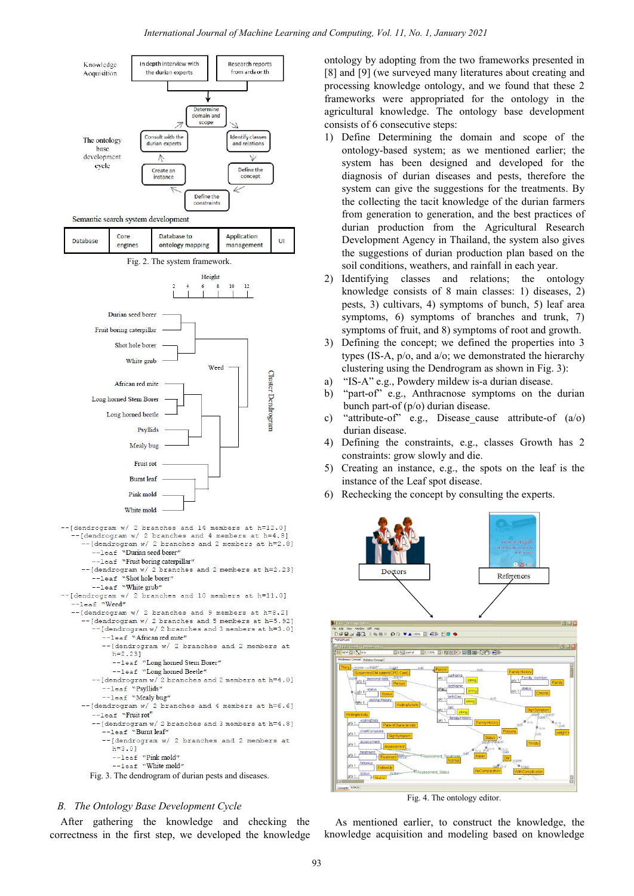Knowledge Acquisition

In depth interview with the durian experts

Research reports from arda or th

Determine domain and scope

The ontology base development cycle

Consult with the durian experts

Identify classes and relations

Create an instance

Define the concept

Define the constraints

Semantic search system development

Database | Core engines | Database to ontology mapping | Application management | UI

Fig. 2. The system framework.

Height

2 4 6 8 10 12

Durian seed borer

Fruit boring caterpillar

Shot hole borer

White grub

Weed

African red mite

Long horned Stem Borer

Long horned beetle

Psyllids

Mealy bug

Fruit rot

Burnt leaf

Pink mold

White mold

Cluster Dendrogram

```
--[dendrogram w/ 2 branches and 14 members at h=12.0]
  --[dendrogram w/ 2 branches and 4 members at h=4.8]
    --[dendrogram w/ 2 branches and 2 members at h=2.8]
      --leaf "Durian seed borer"
      --leaf "Fruit boring caterpillar"
    --[dendrogram w/ 2 branches and 2 members at h=2.23]
      --leaf "Shot hole borer"
      --leaf "White grub"
--[dendrogram w/ 2 branches and 10 members at h=11.0]
  --leaf "Weed"
  --[dendrogram w/ 2 branches and 9 members at h=8.2]
    --[dendrogram w/ 2 branches and 5 members at h=5.92]
      --[dendrogram w/ 2 branches and 3 members at h=3.0]
        --leaf "African red mite"
        --[dendrogram w/ 2 branches and 2 members at
          h=2.23]
          --leaf "Long horned Stem Borer"
          --leaf "Long horned Beetle"
      --[dendrogram w/ 2 branches and 2 members at h=4.0]
        --leaf "Psyllids"
        --leaf "Mealy bug"
    --[dendrogram w/ 2 branches and 4 members at h=6.6]
      --leaf "Fruit rot"
      --[dendrogram w/ 2 branches and 3 members at h=4.8]
        --leaf "Burnt leaf"
        --[dendrogram w/ 2 branches and 2 members at
          h=3.0]
          --leaf "Pink mold"
          --leaf "White mold"
```

Fig. 3. The dendrogram of durian pests and diseases.

## B. The Ontology Base Development Cycle

After gathering the knowledge and checking the correctness in the first step, we developed the knowledge ontology by adopting from the two frameworks presented in [8] and [9] (we surveyed many literatures about creating and processing knowledge ontology, and we found that these 2 frameworks were appropriated for the ontology in the agricultural knowledge. The ontology base development consists of 6 consecutive steps:

1) Define Determining the domain and scope of the ontology-based system; as we mentioned earlier; the system has been designed and developed for the diagnosis of durian diseases and pests, therefore the system can give the suggestions for the treatments. By the collecting the tacit knowledge of the durian farmers from generation to generation, and the best practices of durian production from the Agricultural Research Development Agency in Thailand, the system also gives the suggestions of durian production plan based on the soil conditions, weathers, and rainfall in each year.
2) Identifying classes and relations; the ontology knowledge consists of 8 main classes: 1) diseases, 2) pests, 3) cultivars, 4) symptoms of bunch, 5) leaf area symptoms, 6) symptoms of branches and trunk, 7) symptoms of fruit, and 8) symptoms of root and growth.
3) Defining the concept; we defined the properties into 3 types (IS-A, p/o, and a/o; we demonstrated the hierarchy clustering using the Dendrogram as shown in Fig. 3):

a) "IS-A" e.g., Powdery mildew is-a durian disease.

b) "part-of" e.g., Anthracnose symptoms on the durian bunch part-of (p/o) durian disease.

c) "attribute-of" e.g., Disease_cause attribute-of (a/o) durian disease.

4) Defining the constraints, e.g., classes Growth has 2 constraints: grow slowly and die.
5) Creating an instance, e.g., the spots on the leaf is the instance of the Leaf spot disease.
6) Rechecking the concept by consulting the experts.

Doctors

References

Fig. 4. The ontology editor.

As mentioned earlier, to construct the knowledge, the knowledge acquisition and modeling based on knowledge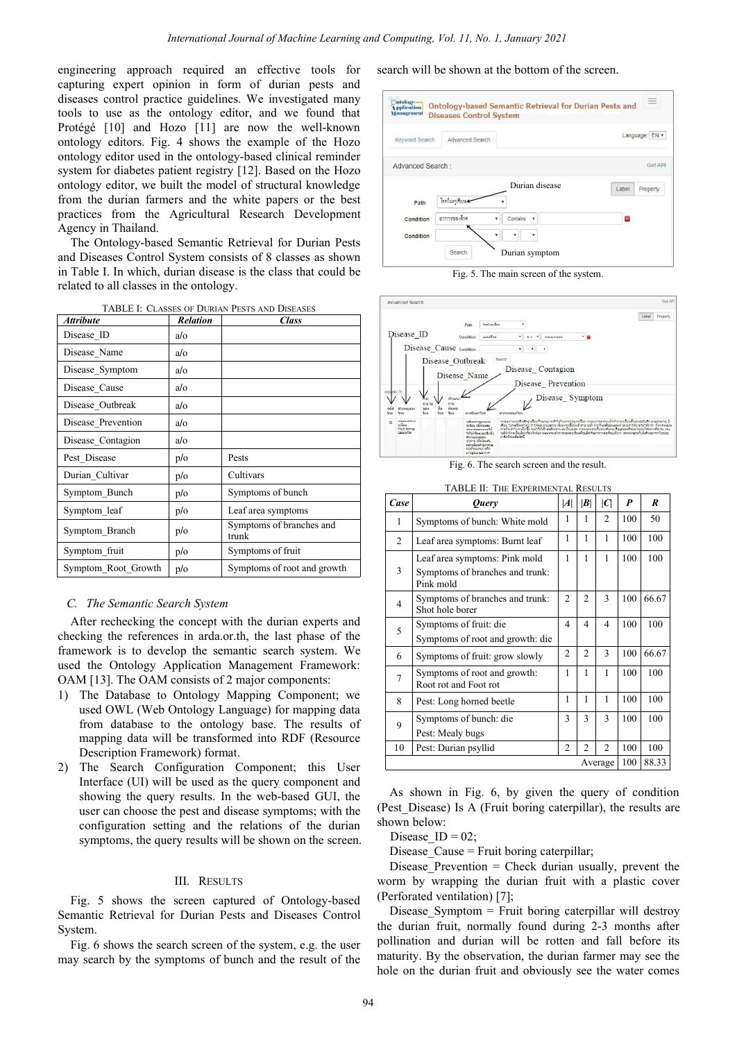engineering approach required an effective tools for capturing expert opinion in form of durian pests and diseases control practice guidelines. We investigated many tools to use as the ontology editor, and we found that Protégé [10] and Hozo [11] are now the well-known ontology editors. Fig. 4 shows the example of the Hozo ontology editor used in the ontology-based clinical reminder system for diabetes patient registry [12]. Based on the Hozo ontology editor, we built the model of structural knowledge from the durian farmers and the white papers or the best practices from the Agricultural Research Development Agency in Thailand.

The Ontology-based Semantic Retrieval for Durian Pests and Diseases Control System consists of 8 classes as shown in Table I. In which, durian disease is the class that could be related to all classes in the ontology.

TABLE I: CLASSES OF DURIAN PESTS AND DISEASES

| *Attribute* | *Relation* | *Class* |
|---|---|---|
| Disease_ID | a/o | |
| Disease_Name | a/o | |
| Disease_Symptom | a/o | |
| Disease_Cause | a/o | |
| Disease_Outbreak | a/o | |
| Disease_Prevention | a/o | |
| Disease_Contagion | a/o | |
| Pest_Disease | p/o | Pests |
| Durian_Cultivar | p/o | Cultivars |
| Symptom_Bunch | p/o | Symptoms of bunch |
| Symptom_leaf | p/o | Leaf area symptoms |
| Symptom_Branch | p/o | Symptoms of branches and trunk |
| Symptom_fruit | p/o | Symptoms of fruit |
| Symptom_Root_Growth | p/o | Symptoms of root and growth |

### C. The Semantic Search System

After rechecking the concept with the durian experts and checking the references in arda.or.th, the last phase of the framework is to develop the semantic search system. We used the Ontology Application Management Framework: OAM [13]. The OAM consists of 2 major components:

1) The Database to Ontology Mapping Component; we used OWL (Web Ontology Language) for mapping data from database to the ontology base. The results of mapping data will be transformed into RDF (Resource Description Framework) format.
2) The Search Configuration Component; this User Interface (UI) will be used as the query component and showing the query results. In the web-based GUI, the user can choose the pest and disease symptoms; with the configuration setting and the relations of the durian symptoms, the query results will be shown on the screen.

## III. RESULTS

Fig. 5 shows the screen captured of Ontology-based Semantic Retrieval for Durian Pests and Diseases Control System.

Fig. 6 shows the search screen of the system, e.g. the user may search by the symptoms of bunch and the result of the search will be shown at the bottom of the screen.

Fig. 5. The main screen of the system.

Fig. 6. The search screen and the result.

TABLE II: THE EXPERIMENTAL RESULTS

| *Case* | *Query* | *\|A\|* | *\|B\|* | *\|C\|* | *P* | *R* |
|---|---|---|---|---|---|---|
| 1 | Symptoms of bunch: White mold | 1 | 1 | 2 | 100 | 50 |
| 2 | Leaf area symptoms: Burnt leaf | 1 | 1 | 1 | 100 | 100 |
| 3 | Leaf area symptoms: Pink mold<br>Symptoms of branches and trunk: Pink mold | 1 | 1 | 1 | 100 | 100 |
| 4 | Symptoms of branches and trunk: Shot hole borer | 2 | 2 | 3 | 100 | 66.67 |
| 5 | Symptoms of fruit: die<br>Symptoms of root and growth: die | 4 | 4 | 4 | 100 | 100 |
| 6 | Symptoms of fruit: grow slowly | 2 | 2 | 3 | 100 | 66.67 |
| 7 | Symptoms of root and growth: Root rot and Foot rot | 1 | 1 | 1 | 100 | 100 |
| 8 | Pest: Long horned beetle | 1 | 1 | 1 | 100 | 100 |
| 9 | Symptoms of bunch: die<br>Pest: Mealy bugs | 3 | 3 | 3 | 100 | 100 |
| 10 | Pest: Durian psyllid | 2 | 2 | 2 | 100 | 100 |
| | | | | Average | 100 | 88.33 |

As shown in Fig. 6, by given the query of condition (Pest_Disease) Is A (Fruit boring caterpillar), the results are shown below:

Disease_ID = 02;

Disease_Cause = Fruit boring caterpillar;

Disease_Prevention = Check durian usually, prevent the worm by wrapping the durian fruit with a plastic cover (Perforated ventilation) [7];

Disease_Symptom = Fruit boring caterpillar will destroy the durian fruit, normally found during 2-3 months after pollination and durian will be rotten and fall before its maturity. By the observation, the durian farmer may see the hole on the durian fruit and obviously see the water comes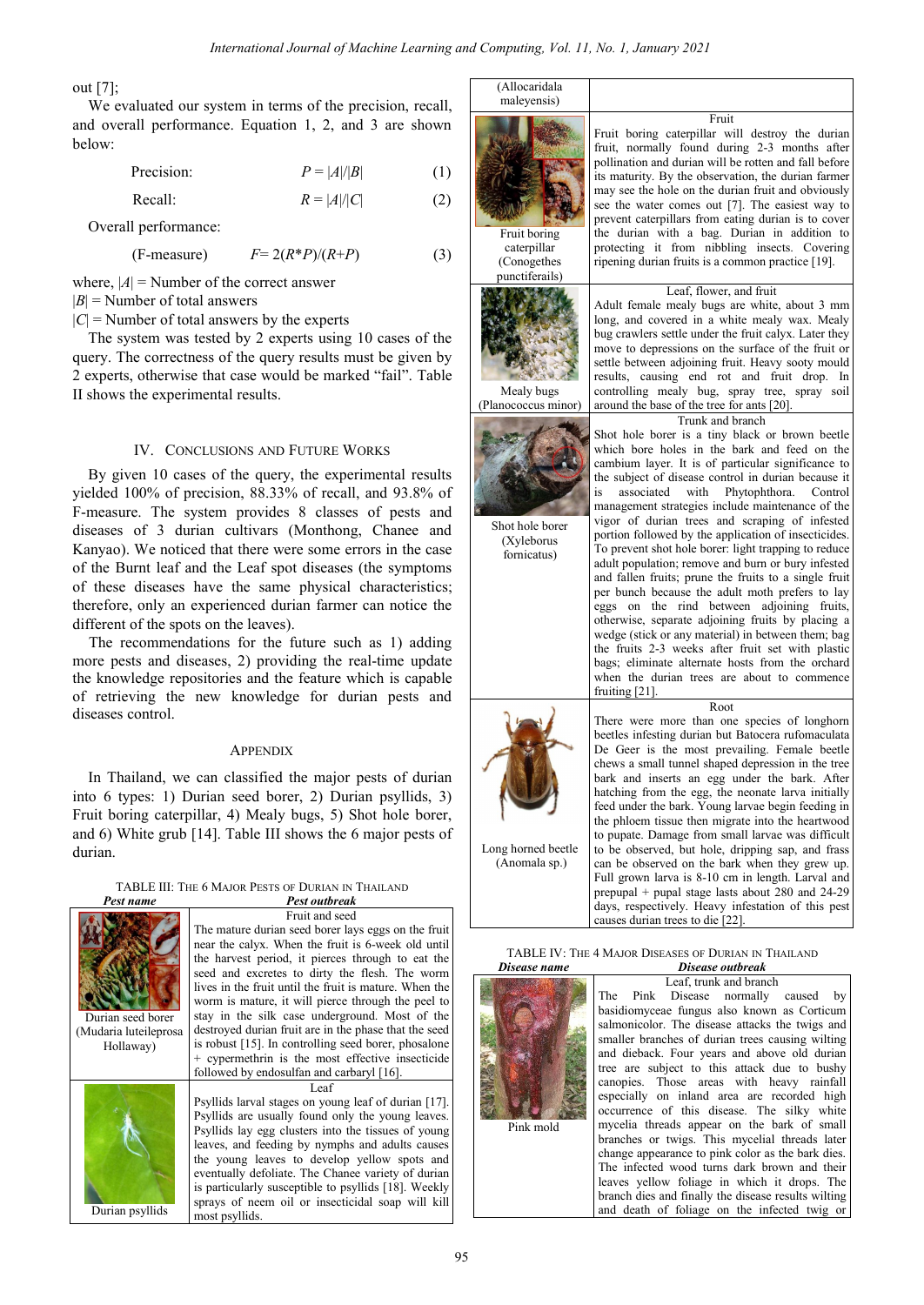out [7];

We evaluated our system in terms of the precision, recall, and overall performance. Equation 1, 2, and 3 are shown below:

Precision: $$P = |A|/|B| \quad (1)$$

Recall: $$R = |A|/|C| \quad (2)$$

Overall performance:

(F-measure) $$F= 2(R*P)/(R+P) \quad (3)$$

where, $|A|$ = Number of the correct answer

$|B|$ = Number of total answers

$|C|$ = Number of total answers by the experts

The system was tested by 2 experts using 10 cases of the query. The correctness of the query results must be given by 2 experts, otherwise that case would be marked "fail". Table II shows the experimental results.

## IV. Conclusions and Future Works

By given 10 cases of the query, the experimental results yielded 100% of precision, 88.33% of recall, and 93.8% of F-measure. The system provides 8 classes of pests and diseases of 3 durian cultivars (Monthong, Chanee and Kanyao). We noticed that there were some errors in the case of the Burnt leaf and the Leaf spot diseases (the symptoms of these diseases have the same physical characteristics; therefore, only an experienced durian farmer can notice the different of the spots on the leaves).

The recommendations for the future such as 1) adding more pests and diseases, 2) providing the real-time update the knowledge repositories and the feature which is capable of retrieving the new knowledge for durian pests and diseases control.

## Appendix

In Thailand, we can classified the major pests of durian into 6 types: 1) Durian seed borer, 2) Durian psyllids, 3) Fruit boring caterpillar, 4) Mealy bugs, 5) Shot hole borer, and 6) White grub [14]. Table III shows the 6 major pests of durian.

TABLE III: The 6 Major Pests of Durian in Thailand

| *Pest name* | *Pest outbreak* |
|---|---|
| Durian seed borer (Mudaria luteileprosa Hollaway) | Fruit and seed<br>The mature durian seed borer lays eggs on the fruit near the calyx. When the fruit is 6-week old until the harvest period, it pierces through to eat the seed and excretes to dirty the flesh. The worm lives in the fruit until the fruit is mature. When the worm is mature, it will pierce through the peel to stay in the silk case underground. Most of the destroyed durian fruit are in the phase that the seed is robust [15]. In controlling seed borer, phosalone + cypermethrin is the most effective insecticide followed by endosulfan and carbaryl [16]. |
| Durian psyllids | Leaf<br>Psyllids larval stages on young leaf of durian [17]. Psyllids are usually found only the young leaves. Psyllids lay egg clusters into the tissues of young leaves, and feeding by nymphs and adults causes the young leaves to develop yellow spots and eventually defoliate. The Chanee variety of durian is particularly susceptible to psyllids [18]. Weekly sprays of neem oil or insecticidal soap will kill most psyllids. |
| (Allocaridala maleyensis) | |
| Fruit boring caterpillar (Conogethes punctiferails) | Fruit<br>Fruit boring caterpillar will destroy the durian fruit, normally found during 2-3 months after pollination and durian will be rotten and fall before its maturity. By the observation, the durian farmer may see the hole on the durian fruit and obviously see the water comes out [7]. The easiest way to prevent caterpillars from eating durian is to cover the durian with a bag. Durian in addition to protecting it from nibbling insects. Covering ripening durian fruits is a common practice [19]. |
| Mealy bugs (Planococcus minor) | Leaf, flower, and fruit<br>Adult female mealy bugs are white, about 3 mm long, and covered in a white mealy wax. Mealy bug crawlers settle under the fruit calyx. Later they move to depressions on the surface of the fruit or settle between adjoining fruit. Heavy sooty mould results, causing end rot and fruit drop. In controlling mealy bug, spray tree, spray soil around the base of the tree for ants [20]. |
| Shot hole borer (Xyleborus fornicatus) | Trunk and branch<br>Shot hole borer is a tiny black or brown beetle which bore holes in the bark and feed on the cambium layer. It is of particular significance to the subject of disease control in durian because it is associated with Phytophthora. Control management strategies include maintenance of the vigor of durian trees and scraping of infested portion followed by the application of insecticides. To prevent shot hole borer: light trapping to reduce adult population; remove and burn or bury infested and fallen fruits; prune the fruits to a single fruit per bunch because the adult moth prefers to lay eggs on the rind between adjoining fruits, otherwise, separate adjoining fruits by placing a wedge (stick or any material) in between them; bag the fruits 2-3 weeks after fruit set with plastic bags; eliminate alternate hosts from the orchard when the durian trees are about to commence fruiting [21]. |
| Long horned beetle (Anomala sp.) | Root<br>There were more than one species of longhorn beetles infesting durian but Batocera rufomaculata De Geer is the most prevailing. Female beetle chews a small tunnel shaped depression in the tree bark and inserts an egg under the bark. After hatching from the egg, the neonate larva initially feed under the bark. Young larvae begin feeding in the phloem tissue then migrate into the heartwood to pupate. Damage from small larvae was difficult to be observed, but hole, dripping sap, and frass can be observed on the bark when they grew up. Full grown larva is 8-10 cm in length. Larval and prepupal + pupal stage lasts about 280 and 24-29 days, respectively. Heavy infestation of this pest causes durian trees to die [22]. |

TABLE IV: The 4 Major Diseases of Durian in Thailand

| *Disease name* | *Disease outbreak* |
|---|---|
| Pink mold | Leaf, trunk and branch<br>The Pink Disease normally caused by basidiomyceae fungus also known as Corticum salmonicolor. The disease attacks the twigs and smaller branches of durian trees causing wilting and dieback. Four years and above old durian tree are subject to this attack due to bushy canopies. Those areas with heavy rainfall especially on inland area are recorded high occurrence of this disease. The silky white mycelia threads appear on the bark of small branches or twigs. This mycelial threads later change appearance to pink color as the bark dies. The infected wood turns dark brown and their leaves yellow foliage in which it drops. The branch dies and finally the disease results wilting and death of foliage on the infected twig or |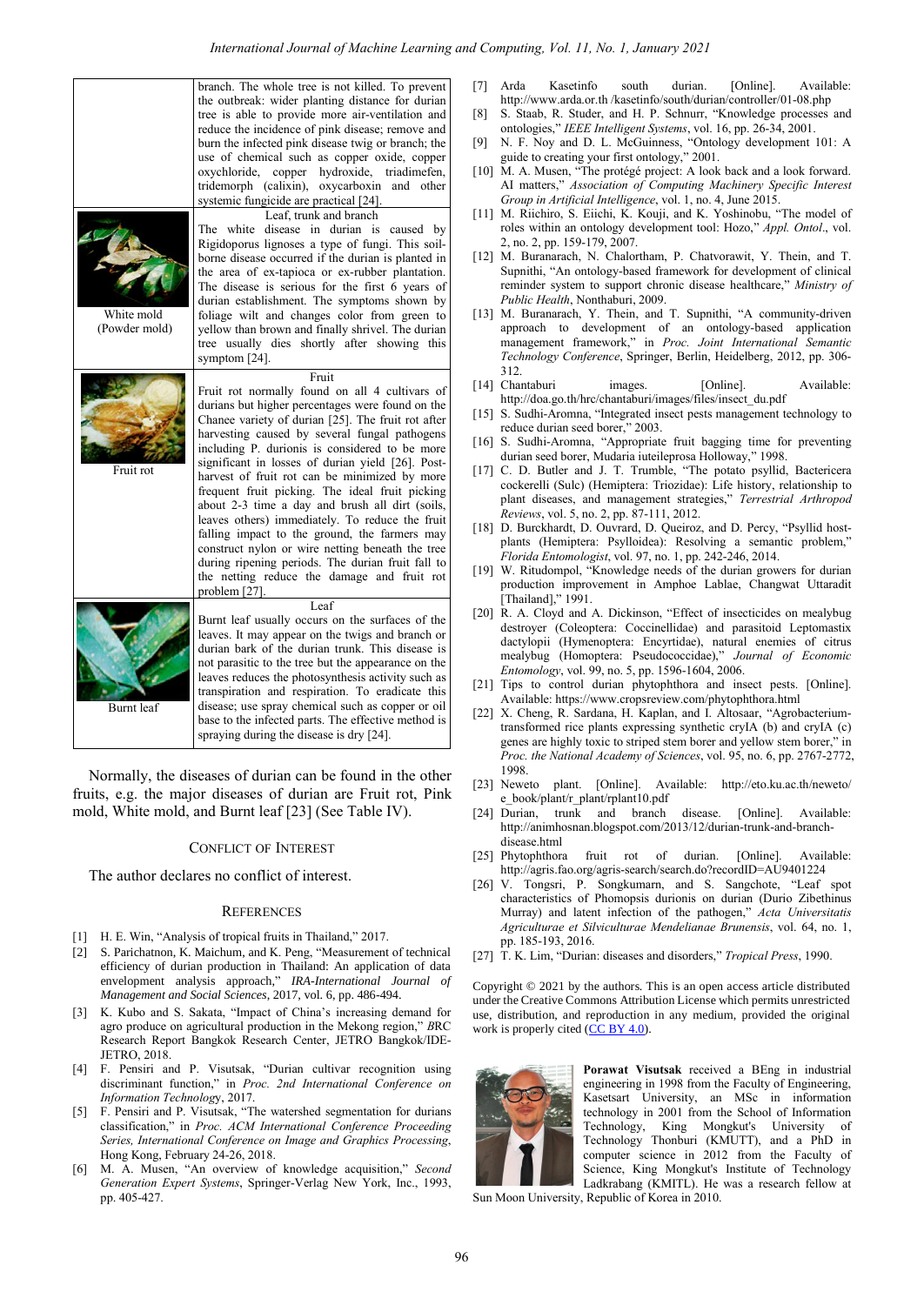| | |
|---|---|
| | branch. The whole tree is not killed. To prevent the outbreak: wider planting distance for durian tree is able to provide more air-ventilation and reduce the incidence of pink disease; remove and burn the infected pink disease twig or branch; the use of chemical such as copper oxide, copper oxychloride, copper hydroxide, triadimefen, tridemorph (calixin), oxycarboxin and other systemic fungicide are practical [24]. |
| White mold (Powder mold) | Leaf, trunk and branch<br>The white disease in durian is caused by Rigidoporus lignoses a type of fungi. This soil-borne disease occurred if the durian is planted in the area of ex-tapioca or ex-rubber plantation. The disease is serious for the first 6 years of durian establishment. The symptoms shown by foliage wilt and changes color from green to yellow than brown and finally shrivel. The durian tree usually dies shortly after showing this symptom [24]. |
| Fruit rot | Fruit<br>Fruit rot normally found on all 4 cultivars of durians but higher percentages were found on the Chanee variety of durian [25]. The fruit rot after harvesting caused by several fungal pathogens including P. durionis is considered to be more significant in losses of durian yield [26]. Post-harvest of fruit rot can be minimized by more frequent fruit picking. The ideal fruit picking about 2-3 time a day and brush all dirt (soils, leaves others) immediately. To reduce the fruit falling impact to the ground, the farmers may construct nylon or wire netting beneath the tree during ripening periods. The durian fruit fall to the netting reduce the damage and fruit rot problem [27]. |
| Burnt leaf | Leaf<br>Burnt leaf usually occurs on the surfaces of the leaves. It may appear on the twigs and branch or durian bark of the durian trunk. This disease is not parasitic to the tree but the appearance on the leaves reduces the photosynthesis activity such as transpiration and respiration. To eradicate this disease; use spray chemical such as copper or oil base to the infected parts. The effective method is spraying during the disease is dry [24]. |

Normally, the diseases of durian can be found in the other fruits, e.g. the major diseases of durian are Fruit rot, Pink mold, White mold, and Burnt leaf [23] (See Table IV).

## Conflict of Interest

The author declares no conflict of interest.

## References

[1] H. E. Win, "Analysis of tropical fruits in Thailand," 2017.

[2] S. Parichatnon, K. Maichum, and K. Peng, "Measurement of technical efficiency of durian production in Thailand: An application of data envelopment analysis approach," *IRA-International Journal of Management and Social Sciences*, 2017, vol. 6, pp. 486-494.

[3] K. Kubo and S. Sakata, "Impact of China's increasing demand for agro produce on agricultural production in the Mekong region," *B*RC Research Report Bangkok Research Center, JETRO Bangkok/IDE-JETRO, 2018.

[4] F. Pensiri and P. Visutsak, "Durian cultivar recognition using discriminant function," in *Proc. 2nd International Conference on Information Technology*, 2017.

[5] F. Pensiri and P. Visutsak, "The watershed segmentation for durians classification," in *Proc. ACM International Conference Proceeding Series, International Conference on Image and Graphics Processing*, Hong Kong, February 24-26, 2018.

[6] M. A. Musen, "An overview of knowledge acquisition," *Second Generation Expert Systems*, Springer-Verlag New York, Inc., 1993, pp. 405-427.

[7] Arda Kasetinfo south durian. [Online]. Available: http://www.arda.or.th /kasetinfo/south/durian/controller/01-08.php

[8] S. Staab, R. Studer, and H. P. Schnurr, "Knowledge processes and ontologies," *IEEE Intelligent Systems*, vol. 16, pp. 26-34, 2001.

[9] N. F. Noy and D. L. McGuinness, "Ontology development 101: A guide to creating your first ontology," 2001.

[10] M. A. Musen, "The protégé project: A look back and a look forward. AI matters," *Association of Computing Machinery Specific Interest Group in Artificial Intelligence*, vol. 1, no. 4, June 2015.

[11] M. Riichiro, S. Eiichi, K. Kouji, and K. Yoshinobu, "The model of roles within an ontology development tool: Hozo," *Appl. Ontol*., vol. 2, no. 2, pp. 159-179, 2007.

[12] M. Buranarach, N. Chalortham, P. Chatvorawit, Y. Thein, and T. Supnithi, "An ontology-based framework for development of clinical reminder system to support chronic disease healthcare," *Ministry of Public Health*, Nonthaburi, 2009.

[13] M. Buranarach, Y. Thein, and T. Supnithi, "A community-driven approach to development of an ontology-based application management framework," in *Proc. Joint International Semantic Technology Conference*, Springer, Berlin, Heidelberg, 2012, pp. 306-312.

[14] Chantaburi images. [Online]. Available: http://doa.go.th/hrc/chantaburi/images/files/insect_du.pdf

[15] S. Sudhi-Aromna, "Integrated insect pests management technology to reduce durian seed borer," 2003.

[16] S. Sudhi-Aromna, "Appropriate fruit bagging time for preventing durian seed borer, Mudaria iuteileprosa Holloway," 1998.

[17] C. D. Butler and J. T. Trumble, "The potato psyllid, Bactericera cockerelli (Sulc) (Hemiptera: Triozidae): Life history, relationship to plant diseases, and management strategies," *Terrestrial Arthropod Reviews*, vol. 5, no. 2, pp. 87-111, 2012.

[18] D. Burckhardt, D. Ouvrard, D. Queiroz, and D. Percy, "Psyllid host-plants (Hemiptera: Psylloidea): Resolving a semantic problem," *Florida Entomologist*, vol. 97, no. 1, pp. 242-246, 2014.

[19] W. Ritudompol, "Knowledge needs of the durian growers for durian production improvement in Amphoe Lablae, Changwat Uttaradit [Thailand]," 1991.

[20] R. A. Cloyd and A. Dickinson, "Effect of insecticides on mealybug destroyer (Coleoptera: Coccinellidae) and parasitoid Leptomastix dactylopii (Hymenoptera: Encyrtidae), natural enemies of citrus mealybug (Homoptera: Pseudococcidae)," *Journal of Economic Entomology*, vol. 99, no. 5, pp. 1596-1604, 2006.

[21] Tips to control durian phytophthora and insect pests. [Online]. Available: https://www.cropsreview.com/phytophthora.html

[22] X. Cheng, R. Sardana, H. Kaplan, and I. Altosaar, "Agrobacterium-transformed rice plants expressing synthetic cryIA (b) and cryIA (c) genes are highly toxic to striped stem borer and yellow stem borer," in *Proc. the National Academy of Sciences*, vol. 95, no. 6, pp. 2767-2772, 1998.

[23] Neweto plant. [Online]. Available: http://eto.ku.ac.th/neweto/e_book/plant/r_plant/rplant10.pdf

[24] Durian, trunk and branch disease. [Online]. Available: http://animhosnan.blogspot.com/2013/12/durian-trunk-and-branch-disease.html

[25] Phytophthora fruit rot of durian. [Online]. Available: http://agris.fao.org/agris-search/search.do?recordID=AU9401224

[26] V. Tongsri, P. Songkumarn, and S. Sangchote, "Leaf spot characteristics of Phomopsis durionis on durian (Durio Zibethinus Murray) and latent infection of the pathogen," *Acta Universitatis Agriculturae et Silviculturae Mendelianae Brunensis*, vol. 64, no. 1, pp. 185-193, 2016.

[27] T. K. Lim, "Durian: diseases and disorders," *Tropical Press*, 1990.

Copyright © 2021 by the authors. This is an open access article distributed under the Creative Commons Attribution License which permits unrestricted use, distribution, and reproduction in any medium, provided the original work is properly cited (CC BY 4.0).

**Porawat Visutsak** received a BEng in industrial engineering in 1998 from the Faculty of Engineering, Kasetsart University, an MSc in information technology in 2001 from the School of Information Technology, King Mongkut's University of Technology Thonburi (KMUTT), and a PhD in computer science in 2012 from the Faculty of Science, King Mongkut's Institute of Technology Ladkrabang (KMITL). He was a research fellow at Sun Moon University, Republic of Korea in 2010.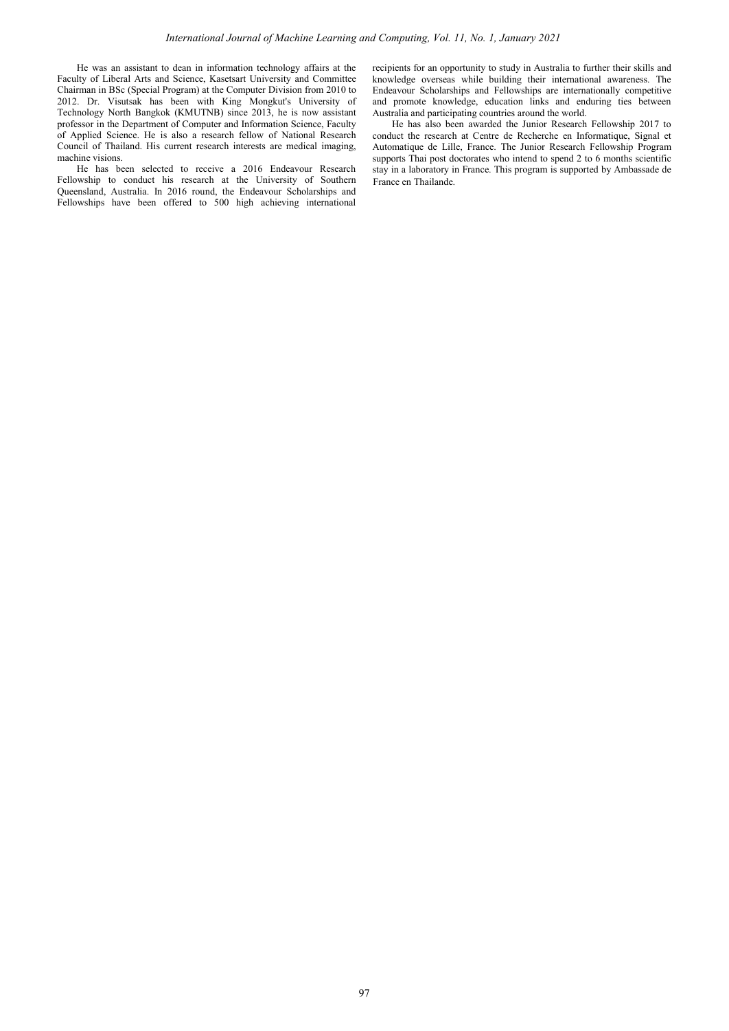He was an assistant to dean in information technology affairs at the Faculty of Liberal Arts and Science, Kasetsart University and Committee Chairman in BSc (Special Program) at the Computer Division from 2010 to 2012. Dr. Visutsak has been with King Mongkut's University of Technology North Bangkok (KMUTNB) since 2013, he is now assistant professor in the Department of Computer and Information Science, Faculty of Applied Science. He is also a research fellow of National Research Council of Thailand. His current research interests are medical imaging, machine visions.

He has been selected to receive a 2016 Endeavour Research Fellowship to conduct his research at the University of Southern Queensland, Australia. In 2016 round, the Endeavour Scholarships and Fellowships have been offered to 500 high achieving international recipients for an opportunity to study in Australia to further their skills and knowledge overseas while building their international awareness. The Endeavour Scholarships and Fellowships are internationally competitive and promote knowledge, education links and enduring ties between Australia and participating countries around the world.

He has also been awarded the Junior Research Fellowship 2017 to conduct the research at Centre de Recherche en Informatique, Signal et Automatique de Lille, France. The Junior Research Fellowship Program supports Thai post doctorates who intend to spend 2 to 6 months scientific stay in a laboratory in France. This program is supported by Ambassade de France en Thailande.